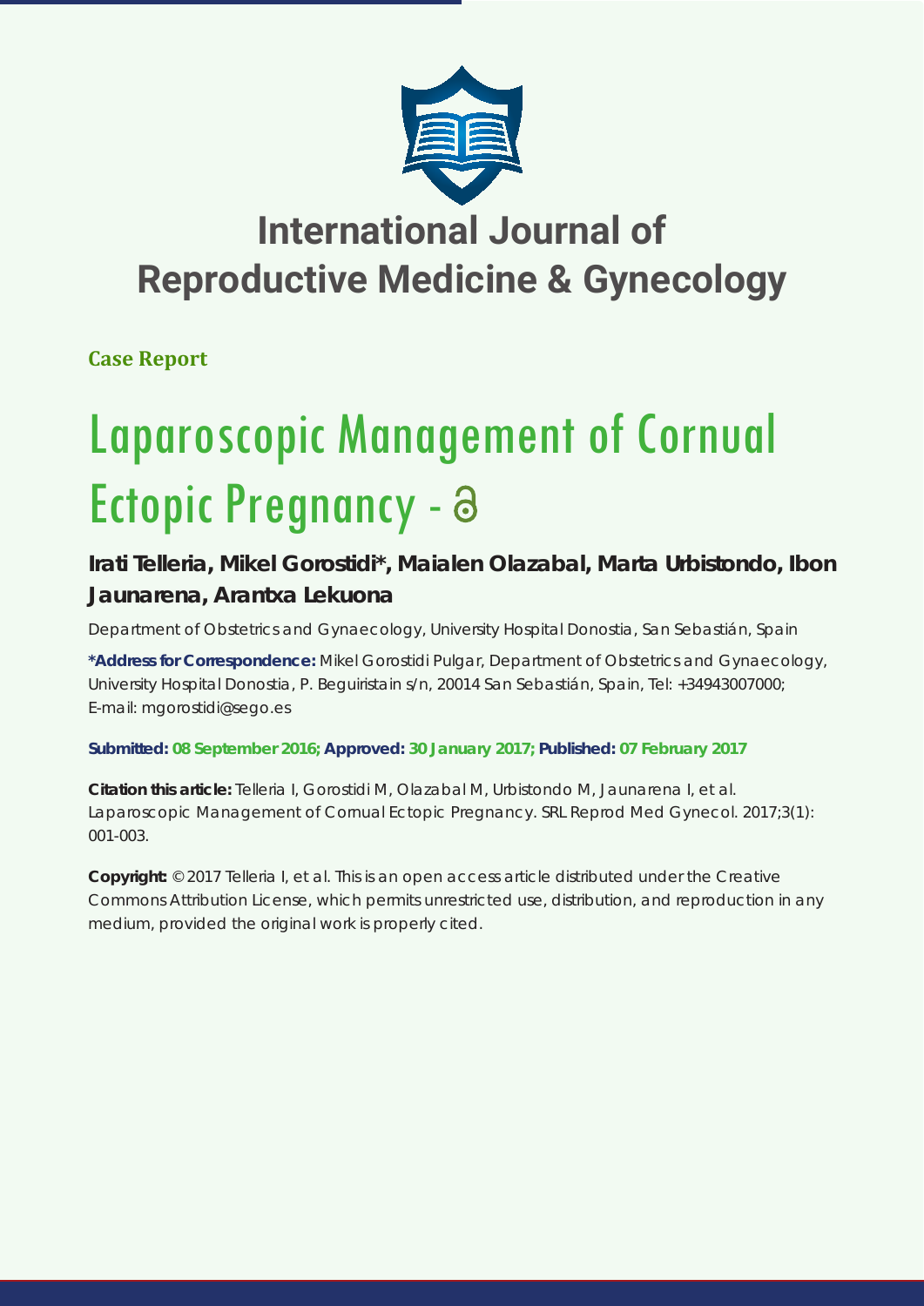# International Journal of Reproductive Medicine & Gynecology

**Case Report**

# Laparoscopic Management of Cornual Ectopic Pregnancy

**Irati Telleria, Mikel Gorostidi\*, Maialen Olazabal, Marta Urbistondo, Ibon Jaunarena, Arantxa Lekuona**

Department of Obstetrics and Gynaecology, University Hospital Donostia, San Sebastián, Spain

**\*Address for Correspondence:** Mikel Gorostidi Pulgar, Department of Obstetrics and Gynaecology, University Hospital Donostia, P. Beguiristain s/n, 20014 San Sebastián, Spain, Tel: +34943007000; E-mail: mgorostidi@sego.es

**Submitted: 08 September 2016; Approved: 30 January 2017; Published: 07 February 2017**

**Citation this article:** Telleria I, Gorostidi M, Olazabal M, Urbistondo M, Jaunarena I, et al. Laparoscopic Management of Cornual Ectopic Pregnancy. SRL Reprod Med Gynecol. 2017;3(1): 001-003.

**Copyright:** © 2017 Telleria I, et al. This is an open access article distributed under the Creative Commons Attribution License, which permits unrestricted use, distribution, and reproduction in any medium, provided the original work is properly cited.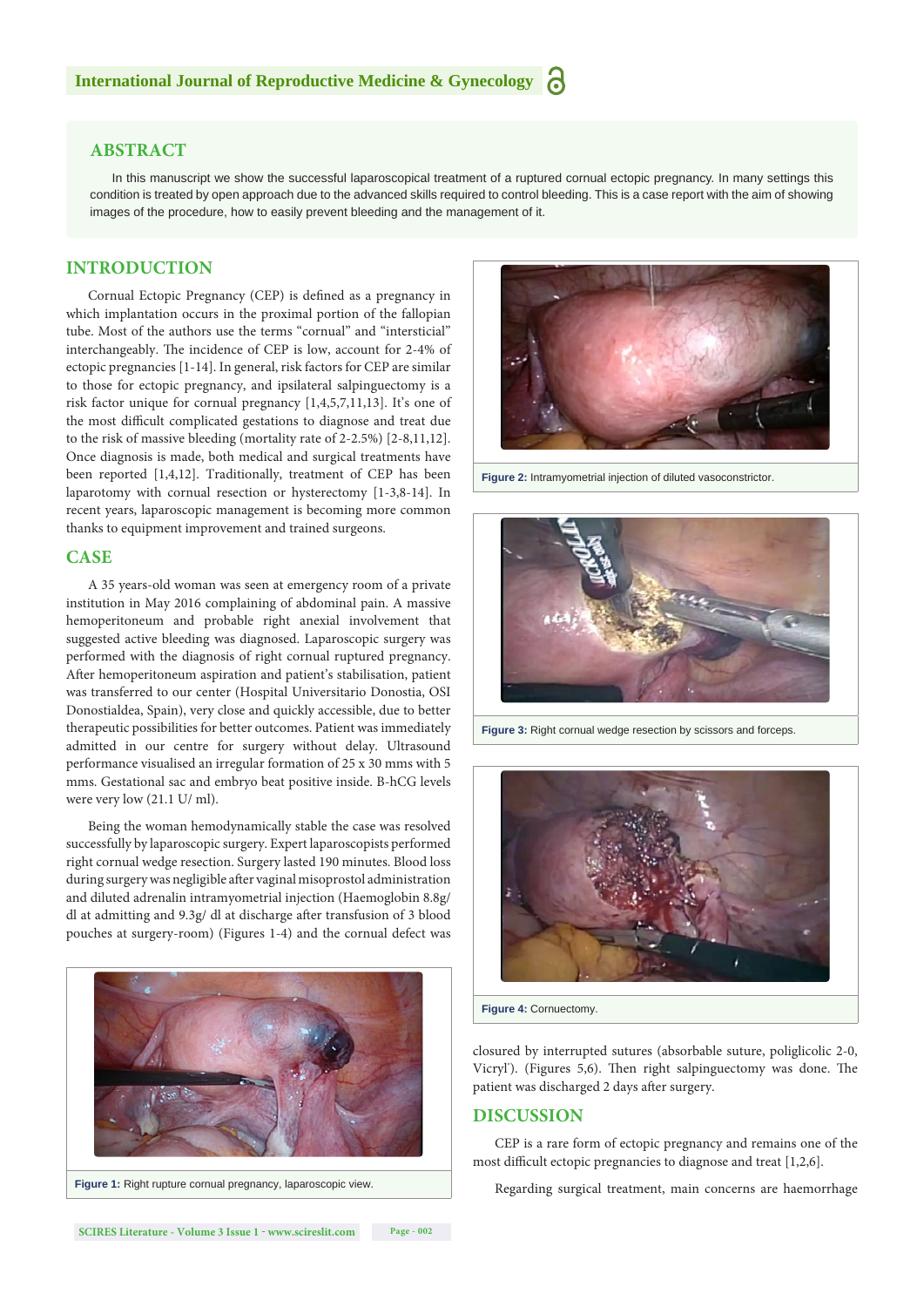## ABSTRACT

In this manuscript we show the successful laparoscopical treatment of a ruptured cornual ectopic pregnancy. In many settings this condition is treated by open approach due to the advanced skills required to control bleeding. This is a case report with the aim of showing images of the procedure, how to easily prevent bleeding and the management of it.

## INTRODUCTION

Cornual Ectopic Pregnancy (CEP) is defined as a pregnancy in which implantation occurs in the proximal portion of the fallopian tube. Most of the authors use the terms "cornual" and "interstricial" interchangeably. The incidence of CEP is low, account for 2-4% of ectopic pregnancies [1-14]. In general, risk factors for CEP are similar to those for ectopic pregnancy, and ipsilateral salpinguectomy is a risk factor unique for cornual pregnancy [1,4,5,7,11,13]. It's one of the most difficult complicated gestations to diagnose and treat due to the risk of massive bleeding (mortality rate of 2-2.5%) [2-8,11,12]. Once diagnosis is made, both medical and surgical treatments have been reported [1,4,12]. Traditionally, treatment of CEP has been laparotomy with cornual resection or hysterectomy [1-3,8-14]. In recent years, laparoscopic management is becoming more common thanks to equipment improvement and trained surgeons.

## CASE

A 35 years-old woman was seen at emergency room of a private institution in May 2016 complaining of abdominal pain. A massive hemoperitoneum and probable right anexial involvement that suggested active bleeding was diagnosed. Laparoscopic surgery was performed with the diagnosis of right cornual ruptured pregnancy. After hemoperitoneum aspiration and patient's stabilisation, patient was transferred to our center (Hospital Universitario Donostia, OSI Donostialdea, Spain), very close and quickly accessible, due to better therapeutic possibilities for better outcomes. Patient was immediately admitted in our centre for surgery without delay. Ultrasound performance visualised an irregular formation of 25 x 30 mms with 5 mms. Gestational sac and embryo beat positive inside. B-hCG levels were very low (21.1 U/ ml).

Being the woman hemodynamically stable the case was resolved successfully by laparoscopic surgery. Expert laparoscopists performed right cornual wedge resection. Surgery lasted 190 minutes. Blood loss during surgery was negligible after vaginal misoprostol administration and diluted adrenalin intramyometrial injection (Haemoglobin 8.8g/dl at admitting and 9.3g/ dl at discharge after transfusion of 3 blood pouches at surgery-room) (Figures 1-4) and the cornual defect was closured by interrupted sutures (absorbable suture, poliglicolic 2-0, Vicryl®). (Figures 5,6). Then right salpinguectomy was done. The patient was discharged 2 days after surgery.

**Figure 1:** Right rupture cornual pregnancy, laparoscopic view.

**Figure 2:** Intramyometrial injection of diluted vasoconstrictor.

**Figure 3:** Right cornual wedge resection by scissors and forceps.

**Figure 4:** Cornuectomy.

## DISCUSSION

CEP is a rare form of ectopic pregnancy and remains one of the most difficult ectopic pregnancies to diagnose and treat [1,2,6].

Regarding surgical treatment, main concerns are haemorrhage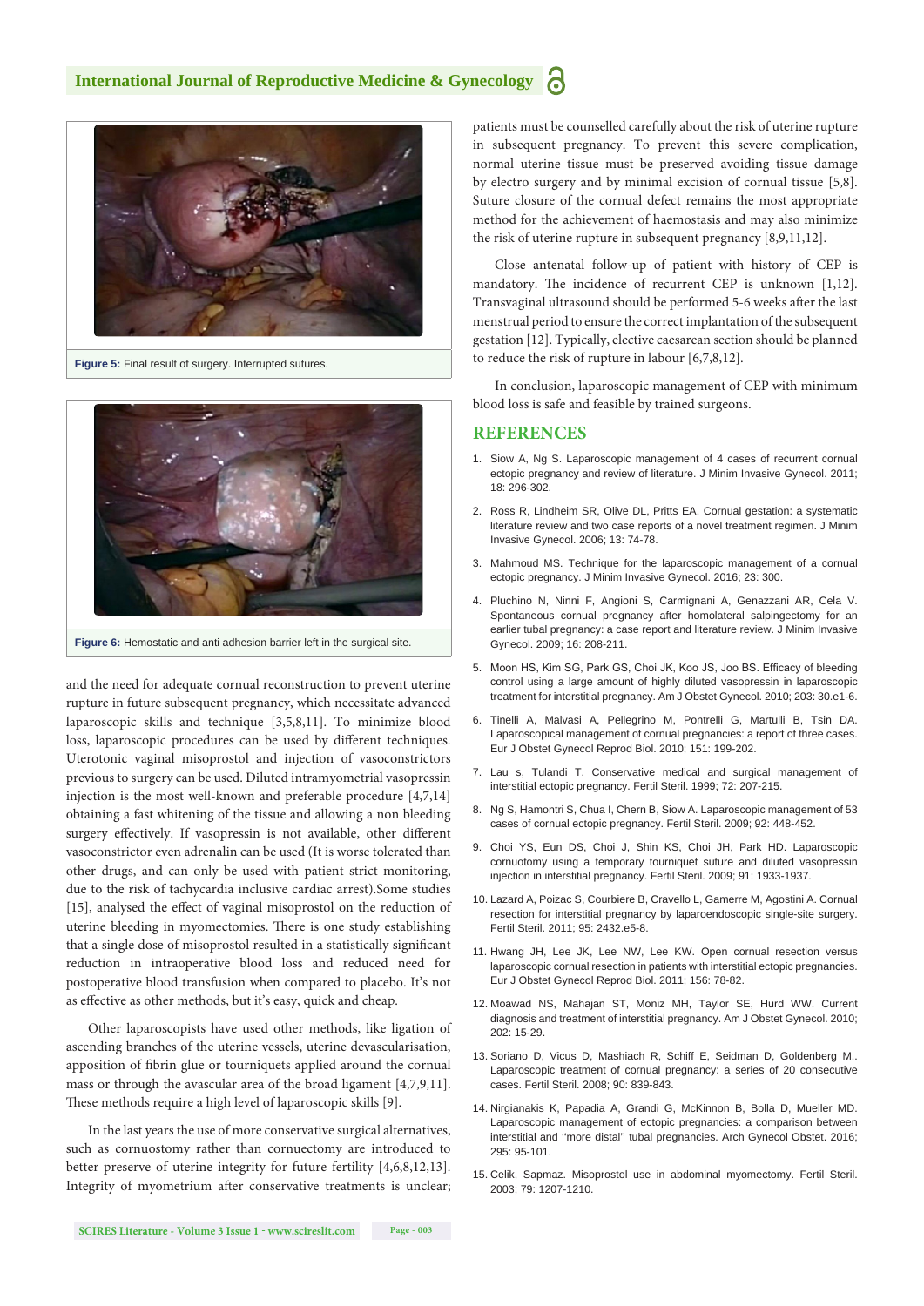Figure 5: Final result of surgery. Interrupted sutures.

Figure 6: Hemostatic and anti adhesion barrier left in the surgical site.

and the need for adequate cornual reconstruction to prevent uterine rupture in future subsequent pregnancy, which necessitate advanced laparoscopic skills and technique [3,5,8,11]. To minimize blood loss, laparoscopic procedures can be used by different techniques. Uterotonic vaginal misoprostol and injection of vasoconstrictors previous to surgery can be used. Diluted intramyometrial vasopressin injection is the most well-known and preferable procedure [4,7,14] obtaining a fast whitening of the tissue and allowing a non bleeding surgery effectively. If vasopressin is not available, other different vasoconstrictor even adrenalin can be used (It is worse tolerated than other drugs, and can only be used with patient strict monitoring, due to the risk of tachycardia inclusive cardiac arrest).Some studies [15], analysed the effect of vaginal misoprostol on the reduction of uterine bleeding in myomectomies. There is one study establishing that a single dose of misoprostol resulted in a statistically significant reduction in intraoperative blood loss and reduced need for postoperative blood transfusion when compared to placebo. It's not as effective as other methods, but it's easy, quick and cheap.

Other laparoscopists have used other methods, like ligation of ascending branches of the uterine vessels, uterine devascularisation, apposition of fibrin glue or tourniquets applied around the cornual mass or through the avascular area of the broad ligament [4,7,9,11]. These methods require a high level of laparoscopic skills [9].

In the last years the use of more conservative surgical alternatives, such as cornuostomy rather than cornuectomy are introduced to better preserve of uterine integrity for future fertility [4,6,8,12,13]. Integrity of myometrium after conservative treatments is unclear; patients must be counselled carefully about the risk of uterine rupture in subsequent pregnancy. To prevent this severe complication, normal uterine tissue must be preserved avoiding tissue damage by electro surgery and by minimal excision of cornual tissue [5,8]. Suture closure of the cornual defect remains the most appropriate method for the achievement of haemostasis and may also minimize the risk of uterine rupture in subsequent pregnancy [8,9,11,12].

Close antenatal follow-up of patient with history of CEP is mandatory. The incidence of recurrent CEP is unknown [1,12]. Transvaginal ultrasound should be performed 5-6 weeks after the last menstrual period to ensure the correct implantation of the subsequent gestation [12]. Typically, elective caesarean section should be planned to reduce the risk of rupture in labour [6,7,8,12].

In conclusion, laparoscopic management of CEP with minimum blood loss is safe and feasible by trained surgeons.

## REFERENCES

1. Siow A, Ng S. Laparoscopic management of 4 cases of recurrent cornual ectopic pregnancy and review of literature. J Minim Invasive Gynecol. 2011; 18: 296-302.
2. Ross R, Lindheim SR, Olive DL, Pritts EA. Cornual gestation: a systematic literature review and two case reports of a novel treatment regimen. J Minim Invasive Gynecol. 2006; 13: 74-78.
3. Mahmoud MS. Technique for the laparoscopic management of a cornual ectopic pregnancy. J Minim Invasive Gynecol. 2016; 23: 300.
4. Pluchino N, Ninni F, Angioni S, Carmignani A, Genazzani AR, Cela V. Spontaneous cornual pregnancy after homolateral salpingectomy for an earlier tubal pregnancy: a case report and literature review. J Minim Invasive Gynecol. 2009; 16: 208-211.
5. Moon HS, Kim SG, Park GS, Choi JK, Koo JS, Joo BS. Efficacy of bleeding control using a large amount of highly diluted vasopressin in laparoscopic treatment for interstitial pregnancy. Am J Obstet Gynecol. 2010; 203: 30.e1-6.
6. Tinelli A, Malvasi A, Pellegrino M, Pontrelli G, Martulli B, Tsin DA. Laparoscopical management of cornual pregnancies: a report of three cases. Eur J Obstet Gynecol Reprod Biol. 2010; 151: 199-202.
7. Lau s, Tulandi T. Conservative medical and surgical management of interstitial ectopic pregnancy. Fertil Steril. 1999; 72: 207-215.
8. Ng S, Hamontri S, Chua I, Chern B, Siow A. Laparoscopic management of 53 cases of cornual ectopic pregnancy. Fertil Steril. 2009; 92: 448-452.
9. Choi YS, Eun DS, Choi J, Shin KS, Choi JH, Park HD. Laparoscopic cornuotomy using a temporary tourniquet suture and diluted vasopressin injection in interstitial pregnancy. Fertil Steril. 2009; 91: 1933-1937.
10. Lazard A, Poizac S, Courbiere B, Cravello L, Gamerre M, Agostini A. Cornual resection for interstitial pregnancy by laparoendoscopic single-site surgery. Fertil Steril. 2011; 95: 2432.e5-8.
11. Hwang JH, Lee JK, Lee NW, Lee KW. Open cornual resection versus laparoscopic cornual resection in patients with interstitial ectopic pregnancies. Eur J Obstet Gynecol Reprod Biol. 2011; 156: 78-82.
12. Moawad NS, Mahajan ST, Moniz MH, Taylor SE, Hurd WW. Current diagnosis and treatment of interstitial pregnancy. Am J Obstet Gynecol. 2010; 202: 15-29.
13. Soriano D, Vicus D, Mashiach R, Schiff E, Seidman D, Goldenberg M.. Laparoscopic treatment of cornual pregnancy: a series of 20 consecutive cases. Fertil Steril. 2008; 90: 839-843.
14. Nirgianakis K, Papadia A, Grandi G, McKinnon B, Bolla D, Mueller MD. Laparoscopic management of ectopic pregnancies: a comparison between interstitial and ''more distal'' tubal pregnancies. Arch Gynecol Obstet. 2016; 295: 95-101.
15. Celik, Sapmaz. Misoprostol use in abdominal myomectomy. Fertil Steril. 2003; 79: 1207-1210.